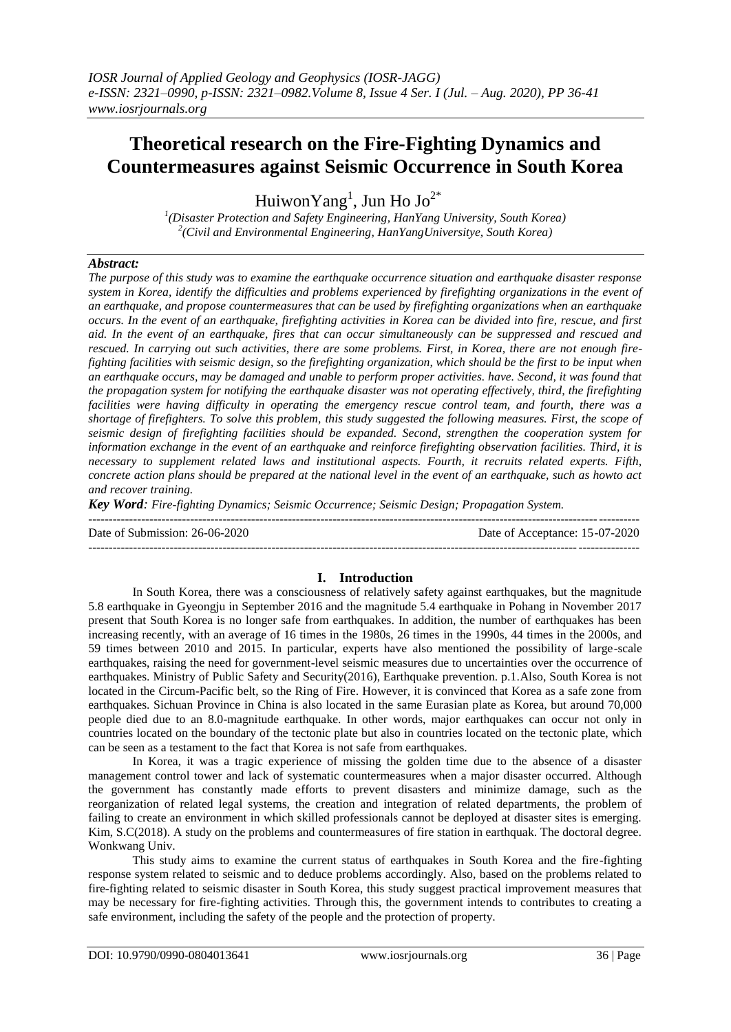# Theoretical research on the Fire-Fighting Dynamics and Countermeasures against Seismic Occurrence in South Korea

HuiwonYang[1], Jun Ho Jo[2*]

[1](Disaster Protection and Safety Engineering, HanYang University, South Korea)
[2](Civil and Environmental Engineering, HanYangUniversitye, South Korea)

## *Abstract:*

*The purpose of this study was to examine the earthquake occurrence situation and earthquake disaster response system in Korea, identify the difficulties and problems experienced by firefighting organizations in the event of an earthquake, and propose countermeasures that can be used by firefighting organizations when an earthquake occurs. In the event of an earthquake, firefighting activities in Korea can be divided into fire, rescue, and first aid. In the event of an earthquake, fires that can occur simultaneously can be suppressed and rescued and rescued. In carrying out such activities, there are some problems. First, in Korea, there are not enough fire-fighting facilities with seismic design, so the firefighting organization, which should be the first to be input when an earthquake occurs, may be damaged and unable to perform proper activities. have. Second, it was found that the propagation system for notifying the earthquake disaster was not operating effectively, third, the firefighting facilities were having difficulty in operating the emergency rescue control team, and fourth, there was a shortage of firefighters. To solve this problem, this study suggested the following measures. First, the scope of seismic design of firefighting facilities should be expanded. Second, strengthen the cooperation system for information exchange in the event of an earthquake and reinforce firefighting observation facilities. Third, it is necessary to supplement related laws and institutional aspects. Fourth, it recruits related experts. Fifth, concrete action plans should be prepared at the national level in the event of an earthquake, such as howto act and recover training.*

***Key Word****: Fire-fighting Dynamics; Seismic Occurrence; Seismic Design; Propagation System.*

Date of Submission: 26-06-2020 Date of Acceptance: 15-07-2020

## I. Introduction

In South Korea, there was a consciousness of relatively safety against earthquakes, but the magnitude 5.8 earthquake in Gyeongju in September 2016 and the magnitude 5.4 earthquake in Pohang in November 2017 present that South Korea is no longer safe from earthquakes. In addition, the number of earthquakes has been increasing recently, with an average of 16 times in the 1980s, 26 times in the 1990s, 44 times in the 2000s, and 59 times between 2010 and 2015. In particular, experts have also mentioned the possibility of large-scale earthquakes, raising the need for government-level seismic measures due to uncertainties over the occurrence of earthquakes. Ministry of Public Safety and Security(2016), Earthquake prevention. p.1.Also, South Korea is not located in the Circum-Pacific belt, so the Ring of Fire. However, it is convinced that Korea as a safe zone from earthquakes. Sichuan Province in China is also located in the same Eurasian plate as Korea, but around 70,000 people died due to an 8.0-magnitude earthquake. In other words, major earthquakes can occur not only in countries located on the boundary of the tectonic plate but also in countries located on the tectonic plate, which can be seen as a testament to the fact that Korea is not safe from earthquakes.

In Korea, it was a tragic experience of missing the golden time due to the absence of a disaster management control tower and lack of systematic countermeasures when a major disaster occurred. Although the government has constantly made efforts to prevent disasters and minimize damage, such as the reorganization of related legal systems, the creation and integration of related departments, the problem of failing to create an environment in which skilled professionals cannot be deployed at disaster sites is emerging. Kim, S.C(2018). A study on the problems and countermeasures of fire station in earthquak. The doctoral degree. Wonkwang Univ.

This study aims to examine the current status of earthquakes in South Korea and the fire-fighting response system related to seismic and to deduce problems accordingly. Also, based on the problems related to fire-fighting related to seismic disaster in South Korea, this study suggest practical improvement measures that may be necessary for fire-fighting activities. Through this, the government intends to contributes to creating a safe environment, including the safety of the people and the protection of property.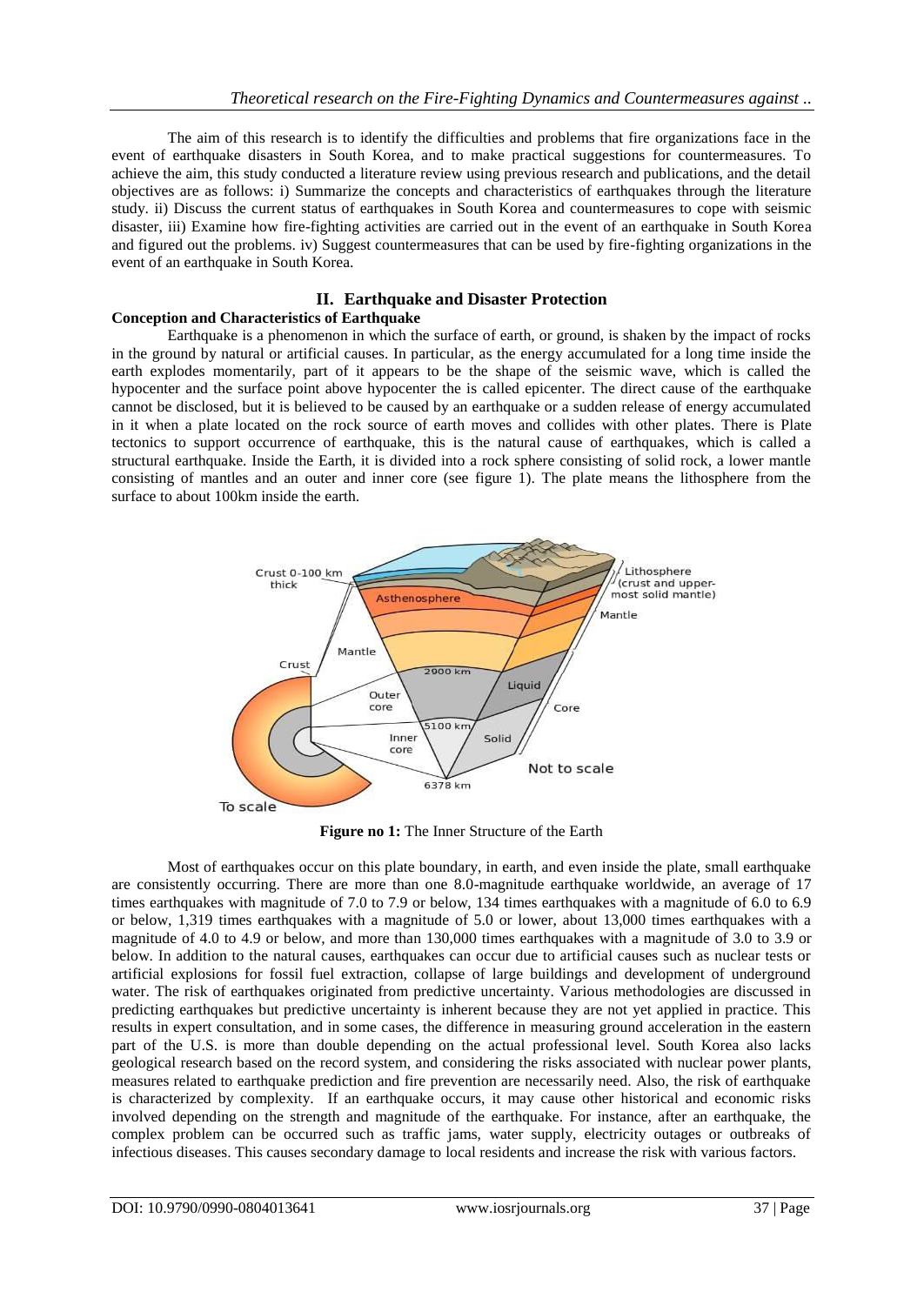The aim of this research is to identify the difficulties and problems that fire organizations face in the event of earthquake disasters in South Korea, and to make practical suggestions for countermeasures. To achieve the aim, this study conducted a literature review using previous research and publications, and the detail objectives are as follows: i) Summarize the concepts and characteristics of earthquakes through the literature study. ii) Discuss the current status of earthquakes in South Korea and countermeasures to cope with seismic disaster, iii) Examine how fire-fighting activities are carried out in the event of an earthquake in South Korea and figured out the problems. iv) Suggest countermeasures that can be used by fire-fighting organizations in the event of an earthquake in South Korea.

## II. Earthquake and Disaster Protection

### Conception and Characteristics of Earthquake

Earthquake is a phenomenon in which the surface of earth, or ground, is shaken by the impact of rocks in the ground by natural or artificial causes. In particular, as the energy accumulated for a long time inside the earth explodes momentarily, part of it appears to be the shape of the seismic wave, which is called the hypocenter and the surface point above hypocenter the is called epicenter. The direct cause of the earthquake cannot be disclosed, but it is believed to be caused by an earthquake or a sudden release of energy accumulated in it when a plate located on the rock source of earth moves and collides with other plates. There is Plate tectonics to support occurrence of earthquake, this is the natural cause of earthquakes, which is called a structural earthquake. Inside the Earth, it is divided into a rock sphere consisting of solid rock, a lower mantle consisting of mantles and an outer and inner core (see figure 1). The plate means the lithosphere from the surface to about 100km inside the earth.

**Figure no 1:** The Inner Structure of the Earth

Most of earthquakes occur on this plate boundary, in earth, and even inside the plate, small earthquake are consistently occurring. There are more than one 8.0-magnitude earthquake worldwide, an average of 17 times earthquakes with magnitude of 7.0 to 7.9 or below, 134 times earthquakes with a magnitude of 6.0 to 6.9 or below, 1,319 times earthquakes with a magnitude of 5.0 or lower, about 13,000 times earthquakes with a magnitude of 4.0 to 4.9 or below, and more than 130,000 times earthquakes with a magnitude of 3.0 to 3.9 or below. In addition to the natural causes, earthquakes can occur due to artificial causes such as nuclear tests or artificial explosions for fossil fuel extraction, collapse of large buildings and development of underground water. The risk of earthquakes originated from predictive uncertainty. Various methodologies are discussed in predicting earthquakes but predictive uncertainty is inherent because they are not yet applied in practice. This results in expert consultation, and in some cases, the difference in measuring ground acceleration in the eastern part of the U.S. is more than double depending on the actual professional level. South Korea also lacks geological research based on the record system, and considering the risks associated with nuclear power plants, measures related to earthquake prediction and fire prevention are necessarily need. Also, the risk of earthquake is characterized by complexity. If an earthquake occurs, it may cause other historical and economic risks involved depending on the strength and magnitude of the earthquake. For instance, after an earthquake, the complex problem can be occurred such as traffic jams, water supply, electricity outages or outbreaks of infectious diseases. This causes secondary damage to local residents and increase the risk with various factors.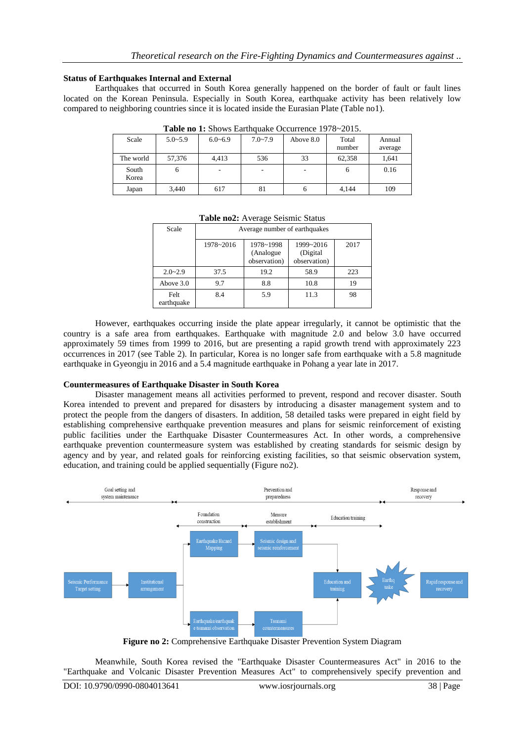### Status of Earthquakes Internal and External

Earthquakes that occurred in South Korea generally happened on the border of fault or fault lines located on the Korean Peninsula. Especially in South Korea, earthquake activity has been relatively low compared to neighboring countries since it is located inside the Eurasian Plate (Table no1).

**Table no 1:** Shows Earthquake Occurrence 1978~2015.

| Scale | 5.0~5.9 | 6.0~6.9 | 7.0~7.9 | Above 8.0 | Total number | Annual average |
|---|---|---|---|---|---|---|
| The world | 57,376 | 4,413 | 536 | 33 | 62,358 | 1,641 |
| South Korea | 6 | - | - | - | 6 | 0.16 |
| Japan | 3,440 | 617 | 81 | 6 | 4,144 | 109 |

**Table no2:** Average Seismic Status

| Scale | Average number of earthquakes | | | |
|---|---|---|---|---|
| | 1978~2016 | 1978~1998 (Analogue observation) | 1999~2016 (Digital observation) | 2017 |
| 2.0~2.9 | 37.5 | 19.2 | 58.9 | 223 |
| Above 3.0 | 9.7 | 8.8 | 10.8 | 19 |
| Felt earthquake | 8.4 | 5.9 | 11.3 | 98 |

However, earthquakes occurring inside the plate appear irregularly, it cannot be optimistic that the country is a safe area from earthquakes. Earthquake with magnitude 2.0 and below 3.0 have occurred approximately 59 times from 1999 to 2016, but are presenting a rapid growth trend with approximately 223 occurrences in 2017 (see Table 2). In particular, Korea is no longer safe from earthquake with a 5.8 magnitude earthquake in Gyeongju in 2016 and a 5.4 magnitude earthquake in Pohang a year late in 2017.

### Countermeasures of Earthquake Disaster in South Korea

Disaster management means all activities performed to prevent, respond and recover disaster. South Korea intended to prevent and prepared for disasters by introducing a disaster management system and to protect the people from the dangers of disasters. In addition, 58 detailed tasks were prepared in eight field by establishing comprehensive earthquake prevention measures and plans for seismic reinforcement of existing public facilities under the Earthquake Disaster Countermeasures Act. In other words, a comprehensive earthquake prevention countermeasure system was established by creating standards for seismic design by agency and by year, and related goals for reinforcing existing facilities, so that seismic observation system, education, and training could be applied sequentially (Figure no2).

Goal setting and system maintenance | Prevention and preparedness | Response and recovery

Foundation construction | Measure establishment | Education training

Seismic Performance Target setting → Institutional arrangement → Earthquake Hazard Mapping → Seismic design and seismic reinforcement → Education and training → Earthquake → Rapid response and recovery

Institutional arrangement → Earthquake/earthquake tsunami observation → Tsunami countermeasures → Education and training

**Figure no 2:** Comprehensive Earthquake Disaster Prevention System Diagram

Meanwhile, South Korea revised the "Earthquake Disaster Countermeasures Act" in 2016 to the "Earthquake and Volcanic Disaster Prevention Measures Act" to comprehensively specify prevention and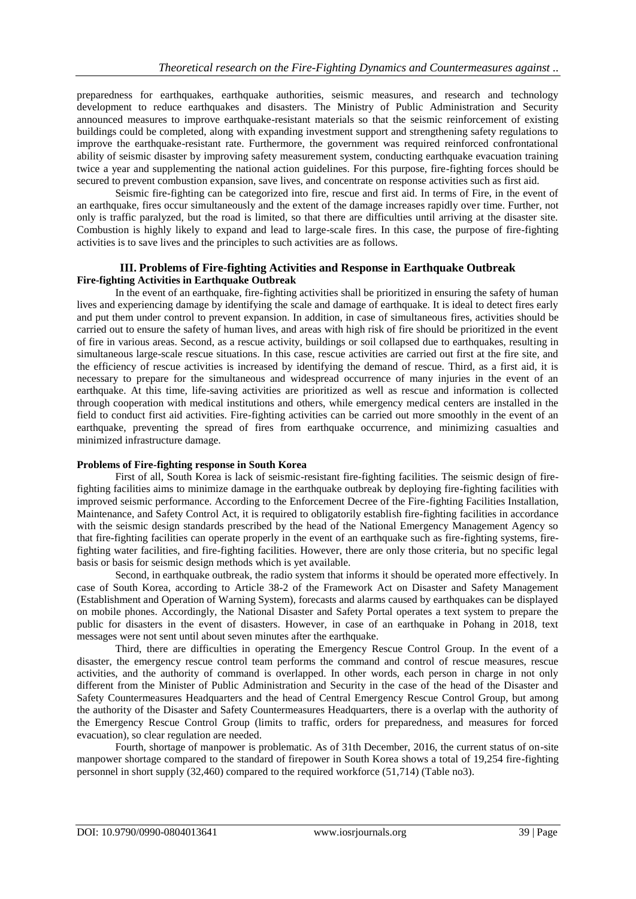preparedness for earthquakes, earthquake authorities, seismic measures, and research and technology development to reduce earthquakes and disasters. The Ministry of Public Administration and Security announced measures to improve earthquake-resistant materials so that the seismic reinforcement of existing buildings could be completed, along with expanding investment support and strengthening safety regulations to improve the earthquake-resistant rate. Furthermore, the government was required reinforced confrontational ability of seismic disaster by improving safety measurement system, conducting earthquake evacuation training twice a year and supplementing the national action guidelines. For this purpose, fire-fighting forces should be secured to prevent combustion expansion, save lives, and concentrate on response activities such as first aid.

Seismic fire-fighting can be categorized into fire, rescue and first aid. In terms of Fire, in the event of an earthquake, fires occur simultaneously and the extent of the damage increases rapidly over time. Further, not only is traffic paralyzed, but the road is limited, so that there are difficulties until arriving at the disaster site. Combustion is highly likely to expand and lead to large-scale fires. In this case, the purpose of fire-fighting activities is to save lives and the principles to such activities are as follows.

## III. Problems of Fire-fighting Activities and Response in Earthquake Outbreak

**Fire-fighting Activities in Earthquake Outbreak**

In the event of an earthquake, fire-fighting activities shall be prioritized in ensuring the safety of human lives and experiencing damage by identifying the scale and damage of earthquake. It is ideal to detect fires early and put them under control to prevent expansion. In addition, in case of simultaneous fires, activities should be carried out to ensure the safety of human lives, and areas with high risk of fire should be prioritized in the event of fire in various areas. Second, as a rescue activity, buildings or soil collapsed due to earthquakes, resulting in simultaneous large-scale rescue situations. In this case, rescue activities are carried out first at the fire site, and the efficiency of rescue activities is increased by identifying the demand of rescue. Third, as a first aid, it is necessary to prepare for the simultaneous and widespread occurrence of many injuries in the event of an earthquake. At this time, life-saving activities are prioritized as well as rescue and information is collected through cooperation with medical institutions and others, while emergency medical centers are installed in the field to conduct first aid activities. Fire-fighting activities can be carried out more smoothly in the event of an earthquake, preventing the spread of fires from earthquake occurrence, and minimizing casualties and minimized infrastructure damage.

**Problems of Fire-fighting response in South Korea**

First of all, South Korea is lack of seismic-resistant fire-fighting facilities. The seismic design of fire-fighting facilities aims to minimize damage in the earthquake outbreak by deploying fire-fighting facilities with improved seismic performance. According to the Enforcement Decree of the Fire-fighting Facilities Installation, Maintenance, and Safety Control Act, it is required to obligatorily establish fire-fighting facilities in accordance with the seismic design standards prescribed by the head of the National Emergency Management Agency so that fire-fighting facilities can operate properly in the event of an earthquake such as fire-fighting systems, fire-fighting water facilities, and fire-fighting facilities. However, there are only those criteria, but no specific legal basis or basis for seismic design methods which is yet available.

Second, in earthquake outbreak, the radio system that informs it should be operated more effectively. In case of South Korea, according to Article 38-2 of the Framework Act on Disaster and Safety Management (Establishment and Operation of Warning System), forecasts and alarms caused by earthquakes can be displayed on mobile phones. Accordingly, the National Disaster and Safety Portal operates a text system to prepare the public for disasters in the event of disasters. However, in case of an earthquake in Pohang in 2018, text messages were not sent until about seven minutes after the earthquake.

Third, there are difficulties in operating the Emergency Rescue Control Group. In the event of a disaster, the emergency rescue control team performs the command and control of rescue measures, rescue activities, and the authority of command is overlapped. In other words, each person in charge in not only different from the Minister of Public Administration and Security in the case of the head of the Disaster and Safety Countermeasures Headquarters and the head of Central Emergency Rescue Control Group, but among the authority of the Disaster and Safety Countermeasures Headquarters, there is a overlap with the authority of the Emergency Rescue Control Group (limits to traffic, orders for preparedness, and measures for forced evacuation), so clear regulation are needed.

Fourth, shortage of manpower is problematic. As of 31th December, 2016, the current status of on-site manpower shortage compared to the standard of firepower in South Korea shows a total of 19,254 fire-fighting personnel in short supply (32,460) compared to the required workforce (51,714) (Table no3).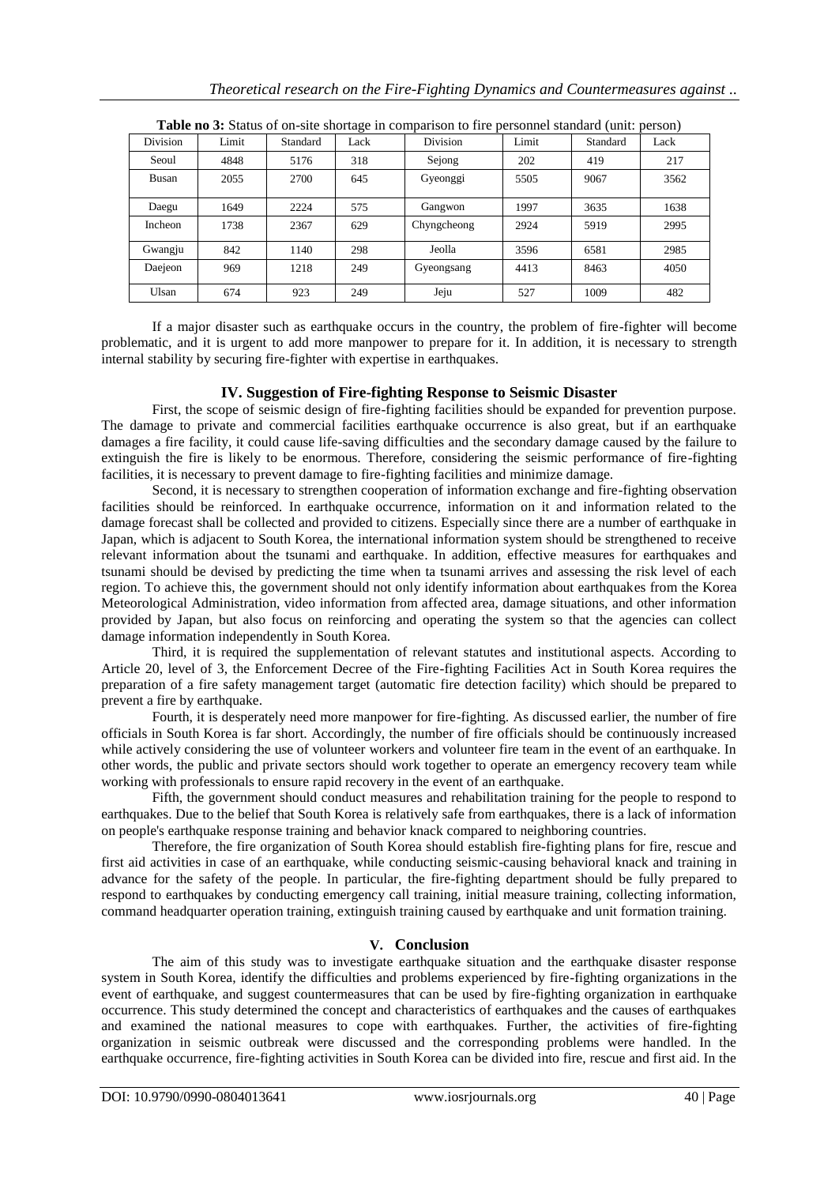**Table no 3:** Status of on-site shortage in comparison to fire personnel standard (unit: person)

| Division | Limit | Standard | Lack | Division | Limit | Standard | Lack |
|---|---|---|---|---|---|---|---|
| Seoul | 4848 | 5176 | 318 | Sejong | 202 | 419 | 217 |
| Busan | 2055 | 2700 | 645 | Gyeonggi | 5505 | 9067 | 3562 |
| Daegu | 1649 | 2224 | 575 | Gangwon | 1997 | 3635 | 1638 |
| Incheon | 1738 | 2367 | 629 | Chyngcheong | 2924 | 5919 | 2995 |
| Gwangju | 842 | 1140 | 298 | Jeolla | 3596 | 6581 | 2985 |
| Daejeon | 969 | 1218 | 249 | Gyeongsang | 4413 | 8463 | 4050 |
| Ulsan | 674 | 923 | 249 | Jeju | 527 | 1009 | 482 |

If a major disaster such as earthquake occurs in the country, the problem of fire-fighter will become problematic, and it is urgent to add more manpower to prepare for it. In addition, it is necessary to strength internal stability by securing fire-fighter with expertise in earthquakes.

## IV. Suggestion of Fire-fighting Response to Seismic Disaster

First, the scope of seismic design of fire-fighting facilities should be expanded for prevention purpose. The damage to private and commercial facilities earthquake occurrence is also great, but if an earthquake damages a fire facility, it could cause life-saving difficulties and the secondary damage caused by the failure to extinguish the fire is likely to be enormous. Therefore, considering the seismic performance of fire-fighting facilities, it is necessary to prevent damage to fire-fighting facilities and minimize damage.

Second, it is necessary to strengthen cooperation of information exchange and fire-fighting observation facilities should be reinforced. In earthquake occurrence, information on it and information related to the damage forecast shall be collected and provided to citizens. Especially since there are a number of earthquake in Japan, which is adjacent to South Korea, the international information system should be strengthened to receive relevant information about the tsunami and earthquake. In addition, effective measures for earthquakes and tsunami should be devised by predicting the time when ta tsunami arrives and assessing the risk level of each region. To achieve this, the government should not only identify information about earthquakes from the Korea Meteorological Administration, video information from affected area, damage situations, and other information provided by Japan, but also focus on reinforcing and operating the system so that the agencies can collect damage information independently in South Korea.

Third, it is required the supplementation of relevant statutes and institutional aspects. According to Article 20, level of 3, the Enforcement Decree of the Fire-fighting Facilities Act in South Korea requires the preparation of a fire safety management target (automatic fire detection facility) which should be prepared to prevent a fire by earthquake.

Fourth, it is desperately need more manpower for fire-fighting. As discussed earlier, the number of fire officials in South Korea is far short. Accordingly, the number of fire officials should be continuously increased while actively considering the use of volunteer workers and volunteer fire team in the event of an earthquake. In other words, the public and private sectors should work together to operate an emergency recovery team while working with professionals to ensure rapid recovery in the event of an earthquake.

Fifth, the government should conduct measures and rehabilitation training for the people to respond to earthquakes. Due to the belief that South Korea is relatively safe from earthquakes, there is a lack of information on people's earthquake response training and behavior knack compared to neighboring countries.

Therefore, the fire organization of South Korea should establish fire-fighting plans for fire, rescue and first aid activities in case of an earthquake, while conducting seismic-causing behavioral knack and training in advance for the safety of the people. In particular, the fire-fighting department should be fully prepared to respond to earthquakes by conducting emergency call training, initial measure training, collecting information, command headquarter operation training, extinguish training caused by earthquake and unit formation training.

## V. Conclusion

The aim of this study was to investigate earthquake situation and the earthquake disaster response system in South Korea, identify the difficulties and problems experienced by fire-fighting organizations in the event of earthquake, and suggest countermeasures that can be used by fire-fighting organization in earthquake occurrence. This study determined the concept and characteristics of earthquakes and the causes of earthquakes and examined the national measures to cope with earthquakes. Further, the activities of fire-fighting organization in seismic outbreak were discussed and the corresponding problems were handled. In the earthquake occurrence, fire-fighting activities in South Korea can be divided into fire, rescue and first aid. In the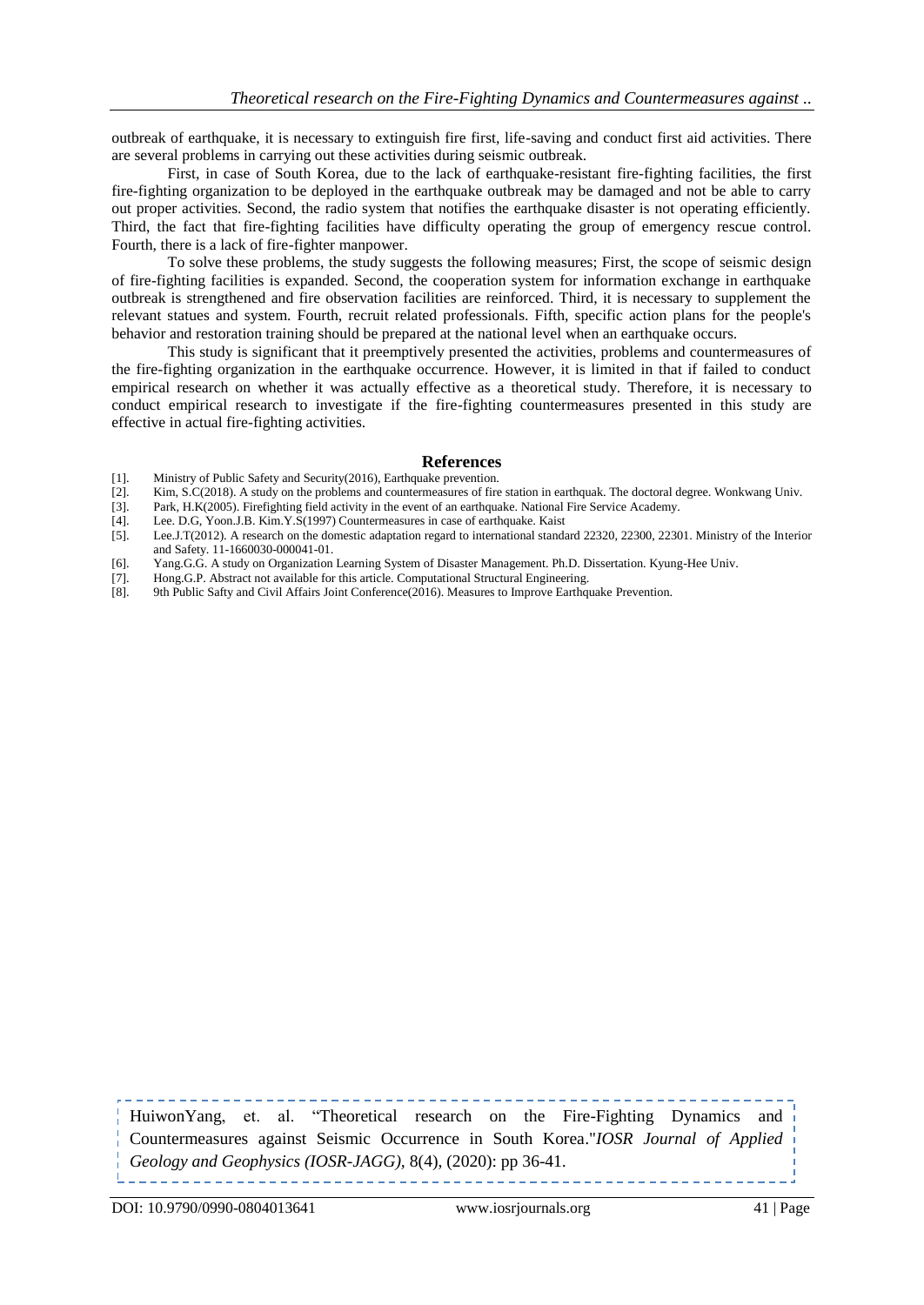outbreak of earthquake, it is necessary to extinguish fire first, life-saving and conduct first aid activities. There are several problems in carrying out these activities during seismic outbreak.

First, in case of South Korea, due to the lack of earthquake-resistant fire-fighting facilities, the first fire-fighting organization to be deployed in the earthquake outbreak may be damaged and not be able to carry out proper activities. Second, the radio system that notifies the earthquake disaster is not operating efficiently. Third, the fact that fire-fighting facilities have difficulty operating the group of emergency rescue control. Fourth, there is a lack of fire-fighter manpower.

To solve these problems, the study suggests the following measures; First, the scope of seismic design of fire-fighting facilities is expanded. Second, the cooperation system for information exchange in earthquake outbreak is strengthened and fire observation facilities are reinforced. Third, it is necessary to supplement the relevant statues and system. Fourth, recruit related professionals. Fifth, specific action plans for the people's behavior and restoration training should be prepared at the national level when an earthquake occurs.

This study is significant that it preemptively presented the activities, problems and countermeasures of the fire-fighting organization in the earthquake occurrence. However, it is limited in that if failed to conduct empirical research on whether it was actually effective as a theoretical study. Therefore, it is necessary to conduct empirical research to investigate if the fire-fighting countermeasures presented in this study are effective in actual fire-fighting activities.

## References

[1]. Ministry of Public Safety and Security(2016), Earthquake prevention.
[2]. Kim, S.C(2018). A study on the problems and countermeasures of fire station in earthquak. The doctoral degree. Wonkwang Univ.
[3]. Park, H.K(2005). Firefighting field activity in the event of an earthquake. National Fire Service Academy.
[4]. Lee. D.G, Yoon.J.B. Kim.Y.S(1997) Countermeasures in case of earthquake. Kaist
[5]. Lee.J.T(2012). A research on the domestic adaptation regard to international standard 22320, 22300, 22301. Ministry of the Interior and Safety. 11-1660030-000041-01.
[6]. Yang.G.G. A study on Organization Learning System of Disaster Management. Ph.D. Dissertation. Kyung-Hee Univ.
[7]. Hong.G.P. Abstract not available for this article. Computational Structural Engineering.
[8]. 9th Public Safty and Civil Affairs Joint Conference(2016). Measures to Improve Earthquake Prevention.

HuiwonYang, et. al. "Theoretical research on the Fire-Fighting Dynamics and Countermeasures against Seismic Occurrence in South Korea."*IOSR Journal of Applied Geology and Geophysics (IOSR-JAGG)*, 8(4), (2020): pp 36-41.